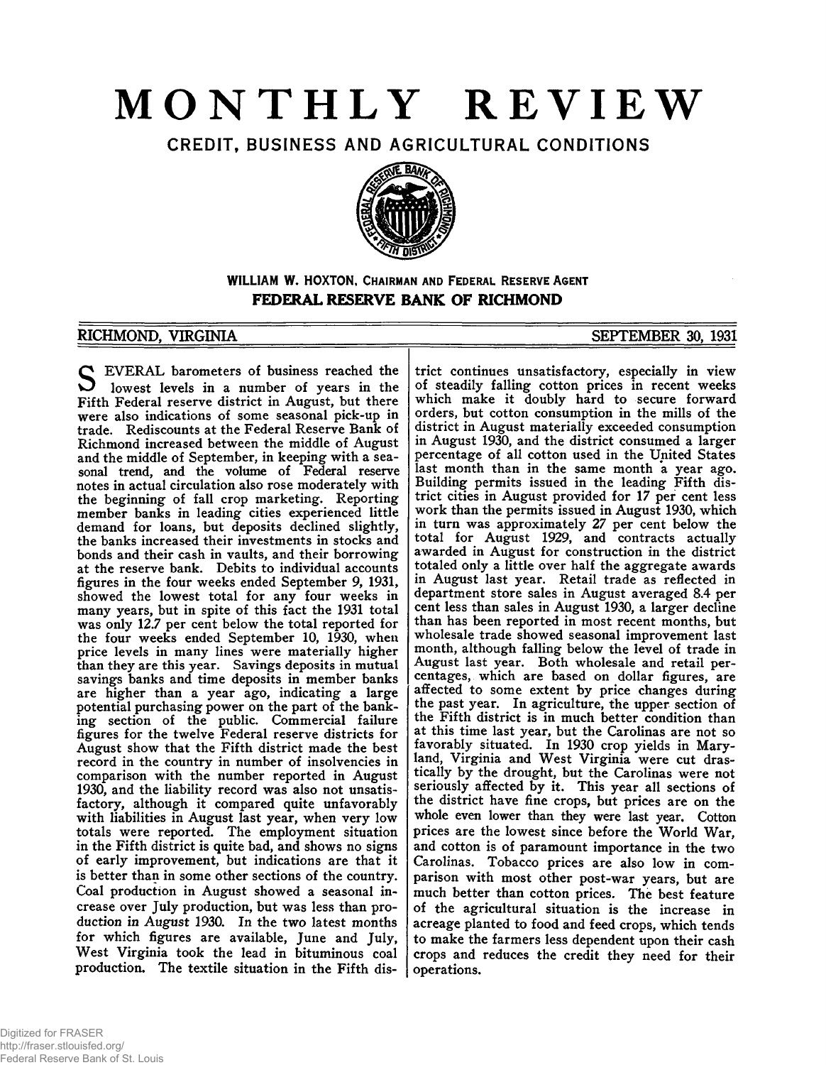# MONTHLY REVIEW

## CREDIT, BUSINESS AND AGRICULTURAL CONDITIONS

**WILLIAM W. HOXTON, CHAIRMAN AND FEDERAL RESERVE AGENT**

**FEDERAL RESERVE BANK OF RICHMOND**

RICHMOND, VIRGINIA — SEPTEMBER 30, 1931

SEVERAL barometers of business reached the lowest levels in a number of years in the Fifth Federal reserve district in August, but there were also indications of some seasonal pick-up in trade. Rediscounts at the Federal Reserve Bank of Richmond increased between the middle of August and the middle of September, in keeping with a seasonal trend, and the volume of Federal reserve notes in actual circulation also rose moderately with the beginning of fall crop marketing. Reporting member banks in leading cities experienced little demand for loans, but deposits declined slightly, the banks increased their investments in stocks and bonds and their cash in vaults, and their borrowing at the reserve bank. Debits to individual accounts figures in the four weeks ended September 9, 1931, showed the lowest total for any four weeks in many years, but in spite of this fact the 1931 total was only 12.7 per cent below the total reported for the four weeks ended September 10, 1930, when price levels in many lines were materially higher than they are this year. Savings deposits in mutual savings banks and time deposits in member banks are higher than a year ago, indicating a large potential purchasing power on the part of the banking section of the public. Commercial failure figures for the twelve Federal reserve districts for August show that the Fifth district made the best record in the country in number of insolvencies in comparison with the number reported in August 1930, and the liability record was also not unsatisfactory, although it compared quite unfavorably with liabilities in August last year, when very low totals were reported. The employment situation in the Fifth district is quite bad, and shows no signs of early improvement, but indications are that it is better than in some other sections of the country. Coal production in August showed a seasonal increase over July production, but was less than production in August 1930. In the two latest months for which figures are available, June and July, West Virginia took the lead in bituminous coal production. The textile situation in the Fifth district continues unsatisfactory, especially in view of steadily falling cotton prices in recent weeks which make it doubly hard to secure forward orders, but cotton consumption in the mills of the district in August materially exceeded consumption in August 1930, and the district consumed a larger percentage of all cotton used in the United States last month than in the same month a year ago. Building permits issued in the leading Fifth district cities in August provided for 17 per cent less work than the permits issued in August 1930, which in turn was approximately 27 per cent below the total for August 1929, and contracts actually awarded in August for construction in the district totaled only a little over half the aggregate awards in August last year. Retail trade as reflected in department store sales in August averaged 8.4 per cent less than sales in August 1930, a larger decline than has been reported in most recent months, but wholesale trade showed seasonal improvement last month, although falling below the level of trade in August last year. Both wholesale and retail percentages, which are based on dollar figures, are affected to some extent by price changes during the past year. In agriculture, the upper section of the Fifth district is in much better condition than at this time last year, but the Carolinas are not so favorably situated. In 1930 crop yields in Maryland, Virginia and West Virginia were cut drastically by the drought, but the Carolinas were not seriously affected by it. This year all sections of the district have fine crops, but prices are on the whole even lower than they were last year. Cotton prices are the lowest since before the World War, and cotton is of paramount importance in the two Carolinas. Tobacco prices are also low in comparison with most other post-war years, but are much better than cotton prices. The best feature of the agricultural situation is the increase in acreage planted to food and feed crops, which tends to make the farmers less dependent upon their cash crops and reduces the credit they need for their operations.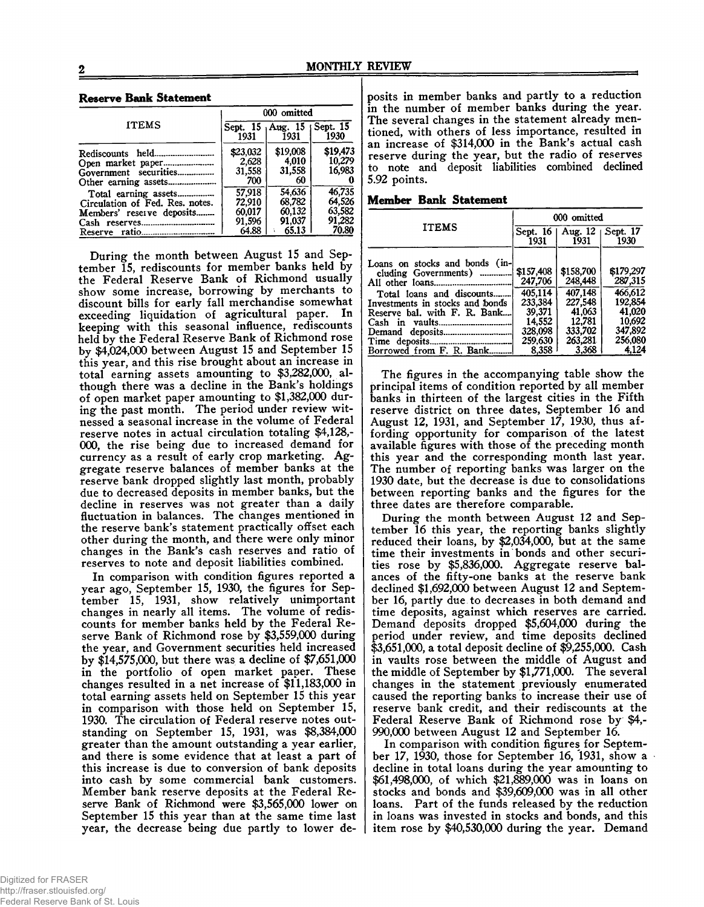## Reserve Bank Statement

| ITEMS | 000 omitted | | |
|---|---|---|---|
| | Sept. 15 1931 | Aug. 15 1931 | Sept. 15 1930 |
| Rediscounts held | $23,032 | $19,008 | $19,473 |
| Open market paper | 2,628 | 4,010 | 10,279 |
| Government securities | 31,558 | 31,558 | 16,983 |
| Other earning assets | 700 | 60 | 0 |
| Total earning assets | 57,918 | 54,636 | 46,735 |
| Circulation of Fed. Res. notes. | 72,910 | 68,782 | 64,526 |
| Members' reserve deposits | 60,017 | 60,132 | 63,582 |
| Cash reserves | 91,596 | 91,037 | 91,282 |
| Reserve ratio | 64.88 | 65.13 | 70.80 |

During the month between August 15 and September 15, rediscounts for member banks held by the Federal Reserve Bank of Richmond usually show some increase, borrowing by merchants to discount bills for early fall merchandise somewhat exceeding liquidation of agricultural paper. In keeping with this seasonal influence, rediscounts held by the Federal Reserve Bank of Richmond rose by $4,024,000 between August 15 and September 15 this year, and this rise brought about an increase in total earning assets amounting to $3,282,000, although there was a decline in the Bank's holdings of open market paper amounting to $1,382,000 during the past month. The period under review witnessed a seasonal increase in the volume of Federal reserve notes in actual circulation totaling $4,128,000, the rise being due to increased demand for currency as a result of early crop marketing. Aggregate reserve balances of member banks at the reserve bank dropped slightly last month, probably due to decreased deposits in member banks, but the decline in reserves was not greater than a daily fluctuation in balances. The changes mentioned in the reserve bank's statement practically offset each other during the month, and there were only minor changes in the Bank's cash reserves and ratio of reserves to note and deposit liabilities combined.

In comparison with condition figures reported a year ago, September 15, 1930, the figures for September 15, 1931, show relatively unimportant changes in nearly all items. The volume of rediscounts for member banks held by the Federal Reserve Bank of Richmond rose by $3,559,000 during the year, and Government securities held increased by $14,575,000, but there was a decline of $7,651,000 in the portfolio of open market paper. These changes resulted in a net increase of $11,183,000 in total earning assets held on September 15 this year in comparison with those held on September 15, 1930. The circulation of Federal reserve notes outstanding on September 15, 1931, was $8,384,000 greater than the amount outstanding a year earlier, and there is some evidence that at least a part of this increase is due to conversion of bank deposits into cash by some commercial bank customers. Member bank reserve deposits at the Federal Reserve Bank of Richmond were $3,565,000 lower on September 15 this year than at the same time last year, the decrease being due partly to lower deposits in member banks and partly to a reduction in the number of member banks during the year. The several changes in the statement already mentioned, with others of less importance, resulted in an increase of $314,000 in the Bank's actual cash reserve during the year, but the radio of reserves to note and deposit liabilities combined declined 5.92 points.

## Member Bank Statement

| ITEMS | 000 omitted | | |
|---|---|---|---|
| | Sept. 16 1931 | Aug. 12 1931 | Sept. 17 1930 |
| Loans on stocks and bonds (including Governments) | $157,408 | $158,700 | $179,297 |
| All other loans | 247,706 | 248,448 | 287,315 |
| Total loans and discounts | 405,114 | 407,148 | 466,612 |
| Investments in stocks and bonds | 233,384 | 227,548 | 192,854 |
| Reserve bal. with F. R. Bank | 39,371 | 41,063 | 41,020 |
| Cash in vaults | 14,552 | 12,781 | 10,692 |
| Demand deposits | 328,098 | 333,702 | 347,892 |
| Time deposits | 259,630 | 263,281 | 256,080 |
| Borrowed from F. R. Bank | 8,358 | 3,368 | 4,124 |

The figures in the accompanying table show the principal items of condition reported by all member banks in thirteen of the largest cities in the Fifth reserve district on three dates, September 16 and August 12, 1931, and September 17, 1930, thus affording opportunity for comparison of the latest available figures with those of the preceding month this year and the corresponding month last year. The number of reporting banks was larger on the 1930 date, but the decrease is due to consolidations between reporting banks and the figures for the three dates are therefore comparable.

During the month between August 12 and September 16 this year, the reporting banks slightly reduced their loans, by $2,034,000, but at the same time their investments in bonds and other securities rose by $5,836,000. Aggregate reserve balances of the fifty-one banks at the reserve bank declined $1,692,000 between August 12 and September 16, partly due to decreases in both demand and time deposits, against which reserves are carried. Demand deposits dropped $5,604,000 during the period under review, and time deposits declined $3,651,000, a total deposit decline of $9,255,000. Cash in vaults rose between the middle of August and the middle of September by $1,771,000. The several changes in the statement previously enumerated caused the reporting banks to increase their use of reserve bank credit, and their rediscounts at the Federal Reserve Bank of Richmond rose by $4,990,000 between August 12 and September 16.

In comparison with condition figures for September 17, 1930, those for September 16, 1931, show a decline in total loans during the year amounting to $61,498,000, of which $21,889,000 was in loans on stocks and bonds and $39,609,000 was in all other loans. Part of the funds released by the reduction in loans was invested in stocks and bonds, and this item rose by $40,530,000 during the year. Demand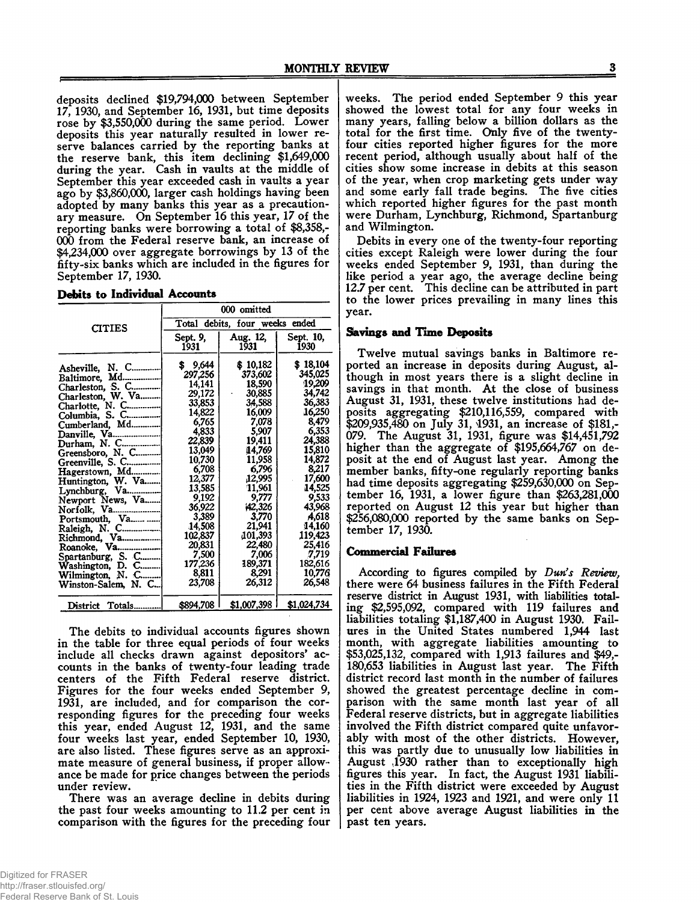deposits declined $19,794,000 between September 17, 1930, and September 16, 1931, but time deposits rose by $3,550,000 during the same period. Lower deposits this year naturally resulted in lower reserve balances carried by the reporting banks at the reserve bank, this item declining $1,649,000 during the year. Cash in vaults at the middle of September this year exceeded cash in vaults a year ago by $3,860,000, larger cash holdings having been adopted by many banks this year as a precautionary measure. On September 16 this year, 17 of the reporting banks were borrowing a total of $8,358,000 from the Federal reserve bank, an increase of $4,234,000 over aggregate borrowings by 13 of the fifty-six banks which are included in the figures for September 17, 1930.

### Debits to Individual Accounts

| CITIES | 000 omitted | | |
|---|---|---|---|
| | Total debits, four weeks ended | | |
| | Sept. 9, 1931 | Aug. 12, 1931 | Sept. 10, 1930 |
| Asheville, N. C. | $ 9,644 | $ 10,182 | $ 18,104 |
| Baltimore, Md. | 297,256 | 373,602 | 345,025 |
| Charleston, S. C. | 14,141 | 18,590 | 19,209 |
| Charleston, W. Va. | 29,172 | 30,885 | 34,742 |
| Charlotte, N. C. | 33,853 | 34,588 | 36,383 |
| Columbia, S. C. | 14,822 | 16,009 | 16,250 |
| Cumberland, Md. | 6,765 | 7,078 | 8,479 |
| Danville, Va. | 4,833 | 5,907 | 6,353 |
| Durham, N. C. | 22,839 | 19,411 | 24,388 |
| Greensboro, N. C. | 13,049 | 14,769 | 15,810 |
| Greenville, S. C. | 10,730 | 11,958 | 14,872 |
| Hagerstown, Md. | 6,708 | 6,796 | 8,217 |
| Huntington, W. Va. | 12,377 | 12,995 | 17,600 |
| Lynchburg, Va. | 13,585 | 11,961 | 14,525 |
| Newport News, Va. | 9,192 | 9,777 | 9,533 |
| Norfolk, Va. | 36,922 | 42,326 | 43,968 |
| Portsmouth, Va. | 3,389 | 3,770 | 4,618 |
| Raleigh, N. C. | 14,508 | 21,941 | 14,160 |
| Richmond, Va. | 102,837 | 101,393 | 119,423 |
| Roanoke, Va. | 20,831 | 22,480 | 25,416 |
| Spartanburg, S. C. | 7,500 | 7,006 | 7,719 |
| Washington, D. C. | 177,236 | 189,371 | 182,616 |
| Wilmington, N. C. | 8,811 | 8,291 | 10,776 |
| Winston-Salem, N. C. | 23,708 | 26,312 | 26,548 |
| District Totals | $894,708 | $1,007,398 | $1,024,734 |

The debits to individual accounts figures shown in the table for three equal periods of four weeks include all checks drawn against depositors' accounts in the banks of twenty-four leading trade centers of the Fifth Federal reserve district. Figures for the four weeks ended September 9, 1931, are included, and for comparison the corresponding figures for the preceding four weeks this year, ended August 12, 1931, and the same four weeks last year, ended September 10, 1930, are also listed. These figures serve as an approximate measure of general business, if proper allowance be made for price changes between the periods under review.

There was an average decline in debits during the past four weeks amounting to 11.2 per cent in comparison with the figures for the preceding four weeks. The period ended September 9 this year showed the lowest total for any four weeks in many years, falling below a billion dollars as the total for the first time. Only five of the twenty-four cities reported higher figures for the more recent period, although usually about half of the cities show some increase in debits at this season of the year, when crop marketing gets under way and some early fall trade begins. The five cities which reported higher figures for the past month were Durham, Lynchburg, Richmond, Spartanburg and Wilmington.

Debits in every one of the twenty-four reporting cities except Raleigh were lower during the four weeks ended September 9, 1931, than during the like period a year ago, the average decline being 12.7 per cent. This decline can be attributed in part to the lower prices prevailing in many lines this year.

### Savings and Time Deposits

Twelve mutual savings banks in Baltimore reported an increase in deposits during August, although in most years there is a slight decline in savings in that month. At the close of business August 31, 1931, these twelve institutions had deposits aggregating $210,116,559, compared with $209,935,480 on July 31, 1931, an increase of $181,079. The August 31, 1931, figure was $14,451,792 higher than the aggregate of $195,664,767 on deposit at the end of August last year. Among the member banks, fifty-one regularly reporting banks had time deposits aggregating $259,630,000 on September 16, 1931, a lower figure than $263,281,000 reported on August 12 this year but higher than $256,080,000 reported by the same banks on September 17, 1930.

### Commercial Failures

According to figures compiled by *Dun's Review*, there were 64 business failures in the Fifth Federal reserve district in August 1931, with liabilities totaling $2,595,092, compared with 119 failures and liabilities totaling $1,187,400 in August 1930. Failures in the United States numbered 1,944 last month, with aggregate liabilities amounting to $53,025,132, compared with 1,913 failures and $49,180,653 liabilities in August last year. The Fifth district record last month in the number of failures showed the greatest percentage decline in comparison with the same month last year of all Federal reserve districts, but in aggregate liabilities involved the Fifth district compared quite unfavorably with most of the other districts. However, this was partly due to unusually low liabilities in August 1930 rather than to exceptionally high figures this year. In fact, the August 1931 liabilities in the Fifth district were exceeded by August liabilities in 1924, 1923 and 1921, and were only 11 per cent above average August liabilities in the past ten years.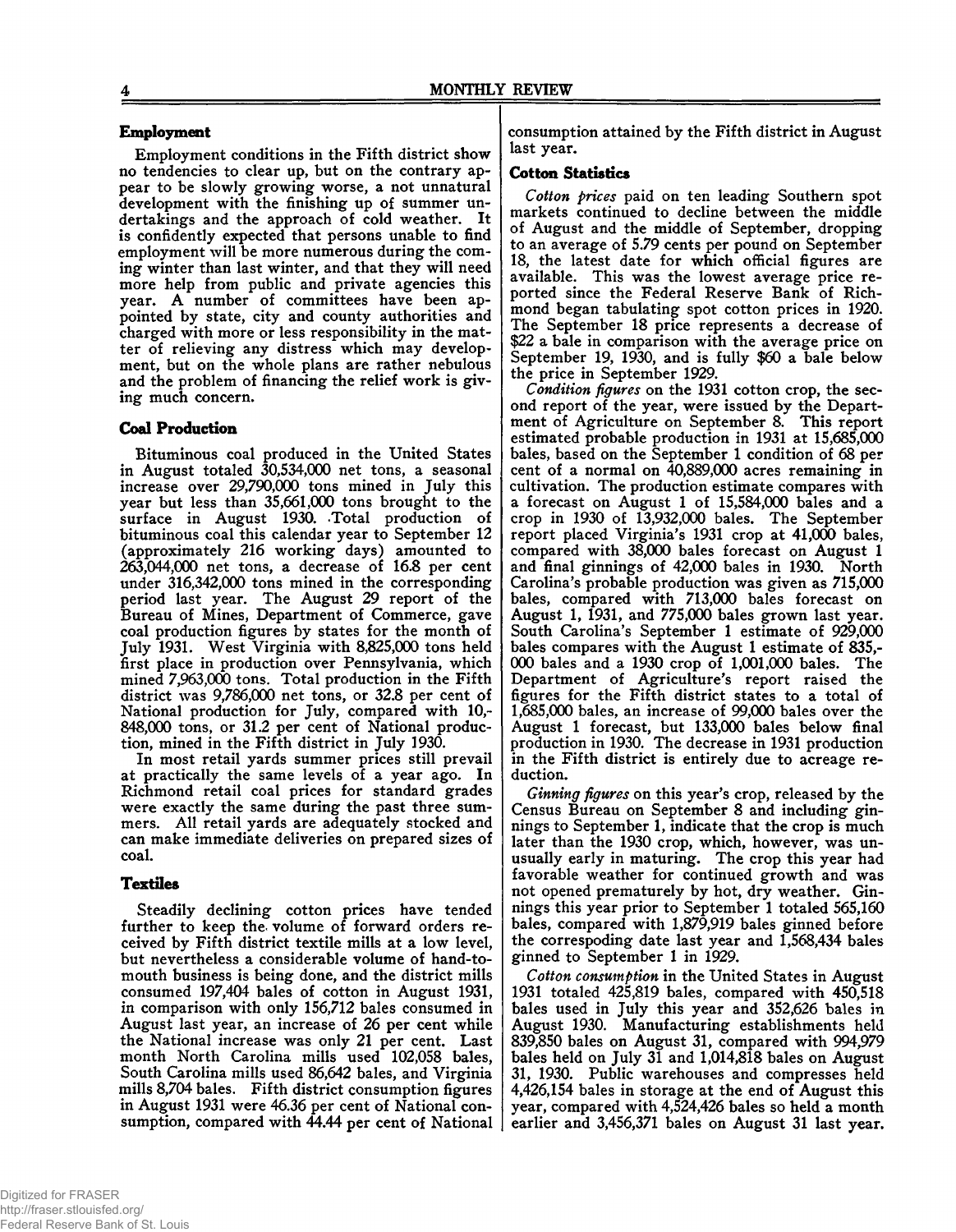## Employment

Employment conditions in the Fifth district show no tendencies to clear up, but on the contrary appear to be slowly growing worse, a not unnatural development with the finishing up of summer undertakings and the approach of cold weather. It is confidently expected that persons unable to find employment will be more numerous during the coming winter than last winter, and that they will need more help from public and private agencies this year. A number of committees have been appointed by state, city and county authorities and charged with more or less responsibility in the matter of relieving any distress which may development, but on the whole plans are rather nebulous and the problem of financing the relief work is giving much concern.

## Coal Production

Bituminous coal produced in the United States in August totaled 30,534,000 net tons, a seasonal increase over 29,790,000 tons mined in July this year but less than 35,661,000 tons brought to the surface in August 1930. Total production of bituminous coal this calendar year to September 12 (approximately 216 working days) amounted to 263,044,000 net tons, a decrease of 16.8 per cent under 316,342,000 tons mined in the corresponding period last year. The August 29 report of the Bureau of Mines, Department of Commerce, gave coal production figures by states for the month of July 1931. West Virginia with 8,825,000 tons held first place in production over Pennsylvania, which mined 7,963,000 tons. Total production in the Fifth district was 9,786,000 net tons, or 32.8 per cent of National production for July, compared with 10,848,000 tons, or 31.2 per cent of National production, mined in the Fifth district in July 1930.

In most retail yards summer prices still prevail at practically the same levels of a year ago. In Richmond retail coal prices for standard grades were exactly the same during the past three summers. All retail yards are adequately stocked and can make immediate deliveries on prepared sizes of coal.

## Textiles

Steadily declining cotton prices have tended further to keep the volume of forward orders received by Fifth district textile mills at a low level, but nevertheless a considerable volume of hand-to-mouth business is being done, and the district mills consumed 197,404 bales of cotton in August 1931, in comparison with only 156,712 bales consumed in August last year, an increase of 26 per cent while the National increase was only 21 per cent. Last month North Carolina mills used 102,058 bales, South Carolina mills used 86,642 bales, and Virginia mills 8,704 bales. Fifth district consumption figures in August 1931 were 46.36 per cent of National consumption, compared with 44.44 per cent of National consumption attained by the Fifth district in August last year.

## Cotton Statistics

*Cotton prices* paid on ten leading Southern spot markets continued to decline between the middle of August and the middle of September, dropping to an average of 5.79 cents per pound on September 18, the latest date for which official figures are available. This was the lowest average price reported since the Federal Reserve Bank of Richmond began tabulating spot cotton prices in 1920. The September 18 price represents a decrease of $22 a bale in comparison with the average price on September 19, 1930, and is fully $60 a bale below the price in September 1929.

*Condition figures* on the 1931 cotton crop, the second report of the year, were issued by the Department of Agriculture on September 8. This report estimated probable production in 1931 at 15,685,000 bales, based on the September 1 condition of 68 per cent of a normal on 40,889,000 acres remaining in cultivation. The production estimate compares with a forecast on August 1 of 15,584,000 bales and a crop in 1930 of 13,932,000 bales. The September report placed Virginia's 1931 crop at 41,000 bales, compared with 38,000 bales forecast on August 1 and final ginnings of 42,000 bales in 1930. North Carolina's probable production was given as 715,000 bales, compared with 713,000 bales forecast on August 1, 1931, and 775,000 bales grown last year. South Carolina's September 1 estimate of 929,000 bales compares with the August 1 estimate of 835,000 bales and a 1930 crop of 1,001,000 bales. The Department of Agriculture's report raised the figures for the Fifth district states to a total of 1,685,000 bales, an increase of 99,000 bales over the August 1 forecast, but 133,000 bales below final production in 1930. The decrease in 1931 production in the Fifth district is entirely due to acreage reduction.

*Ginning figures* on this year's crop, released by the Census Bureau on September 8 and including ginnings to September 1, indicate that the crop is much later than the 1930 crop, which, however, was unusually early in maturing. The crop this year had favorable weather for continued growth and was not opened prematurely by hot, dry weather. Ginnings this year prior to September 1 totaled 565,160 bales, compared with 1,879,919 bales ginned before the correspoding date last year and 1,568,434 bales ginned to September 1 in 1929.

*Cotton consumption* in the United States in August 1931 totaled 425,819 bales, compared with 450,518 bales used in July this year and 352,626 bales in August 1930. Manufacturing establishments held 839,850 bales on August 31, compared with 994,979 bales held on July 31 and 1,014,818 bales on August 31, 1930. Public warehouses and compresses held 4,426,154 bales in storage at the end of August this year, compared with 4,524,426 bales so held a month earlier and 3,456,371 bales on August 31 last year.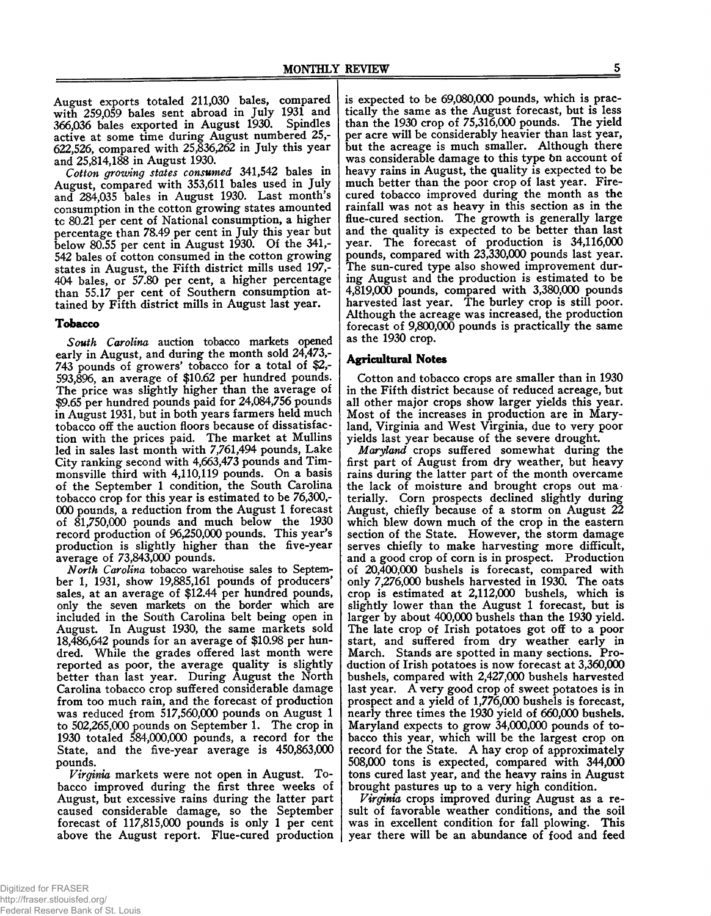August exports totaled 211,030 bales, compared with 259,059 bales sent abroad in July 1931 and 366,036 bales exported in August 1930. Spindles active at some time during August numbered 25,622,526, compared with 25,836,262 in July this year and 25,814,188 in August 1930.

*Cotton growing states consumed* 341,542 bales in August, compared with 353,611 bales used in July and 284,035 bales in August 1930. Last month's consumption in the cotton growing states amounted tc 80.21 per cent of National consumption, a higher percentage than 78.49 per cent in July this year but below 80.55 per cent in August 1930. Of the 341,542 bales of cotton consumed in the cotton growing states in August, the Fifth district mills used 197,404 bales, or 57.80 per cent, a higher percentage than 55.17 per cent of Southern consumption attained by Fifth district mills in August last year.

### Tobacco

*South Carolina* auction tobacco markets opened early in August, and during the month sold 24,473,743 pounds of growers' tobacco for a total of $2,593,896, an average of $10.62 per hundred pounds. The price was slightly higher than the average of $9.65 per hundred pounds paid for 24,084,756 pounds in August 1931, but in both years farmers held much tobacco off the auction floors because of dissatisfaction with the prices paid. The market at Mullins led in sales last month with 7,761,494 pounds, Lake City ranking second with 4,663,473 pounds and Timmonsville third with 4,110,119 pounds. On a basis of the September 1 condition, the South Carolina tobacco crop for this year is estimated to be 76,300,000 pounds, a reduction from the August 1 forecast of 81,750,000 pounds and much below the 1930 record production of 96,250,000 pounds. This year's production is slightly higher than the five-year average of 73,843,000 pounds.

*North Carolina* tobacco warehouse sales to September 1, 1931, show 19,885,161 pounds of producers' sales, at an average of $12.44 per hundred pounds, only the seven markets on the border which are included in the South Carolina belt being open in August. In August 1930, the same markets sold 18,486,642 pounds for an average of $10.98 per hundred. While the grades offered last month were reported as poor, the average quality is slightly better than last year. During August the North Carolina tobacco crop suffered considerable damage from too much rain, and the forecast of production was reduced from 517,560,000 pounds on August 1 to 502,265,000 pounds on September 1. The crop in 1930 totaled 584,000,000 pounds, a record for the State, and the five-year average is 450,863,000 pounds.

*Virginia* markets were not open in August. Tobacco improved during the first three weeks of August, but excessive rains during the latter part caused considerable damage, so the September forecast of 117,815,000 pounds is only 1 per cent above the August report. Flue-cured production is expected to be 69,080,000 pounds, which is practically the same as the August forecast, but is less than the 1930 crop of 75,316,000 pounds. The yield per acre will be considerably heavier than last year, but the acreage is much smaller. Although there was considerable damage to this type on account of heavy rains in August, the quality is expected to be much better than the poor crop of last year. Fire-cured tobacco improved during the month as the rainfall was not as heavy in this section as in the flue-cured section. The growth is generally large and the quality is expected to be better than last year. The forecast of production is 34,116,000 pounds, compared with 23,330,000 pounds last year. The sun-cured type also showed improvement during August and the production is estimated to be 4,819,000 pounds, compared with 3,380,000 pounds harvested last year. The burley crop is still poor. Although the acreage was increased, the production forecast of 9,800,000 pounds is practically the same as the 1930 crop.

### Agricultural Notes

Cotton and tobacco crops are smaller than in 1930 in the Fifth district because of reduced acreage, but all other major crops show larger yields this year. Most of the increases in production are in Maryland, Virginia and West Virginia, due to very poor yields last year because of the severe drought.

*Maryland* crops suffered somewhat during the first part of August from dry weather, but heavy rains during the latter part of the month overcame the lack of moisture and brought crops out materially. Corn prospects declined slightly during August, chiefly because of a storm on August 22 which blew down much of the crop in the eastern section of the State. However, the storm damage serves chiefly to make harvesting more difficult, and a good crop of corn is in prospect. Production of 20,400,000 bushels is forecast, compared with only 7,276,000 bushels harvested in 1930. The oats crop is estimated at 2,112,000 bushels, which is slightly lower than the August 1 forecast, but is larger by about 400,000 bushels than the 1930 yield. The late crop of Irish potatoes got off to a poor start, and suffered from dry weather early in March. Stands are spotted in many sections. Production of Irish potatoes is now forecast at 3,360,000 bushels, compared with 2,427,000 bushels harvested last year. A very good crop of sweet potatoes is in prospect and a yield of 1,776,000 bushels is forecast, nearly three times the 1930 yield of 660,000 bushels. Maryland expects to grow 34,000,000 pounds of tobacco this year, which will be the largest crop on record for the State. A hay crop of approximately 508,000 tons is expected, compared with 344,000 tons cured last year, and the heavy rains in August brought pastures up to a very high condition.

*Virginia* crops improved during August as a result of favorable weather conditions, and the soil was in excellent condition for fall plowing. This year there will be an abundance of food and feed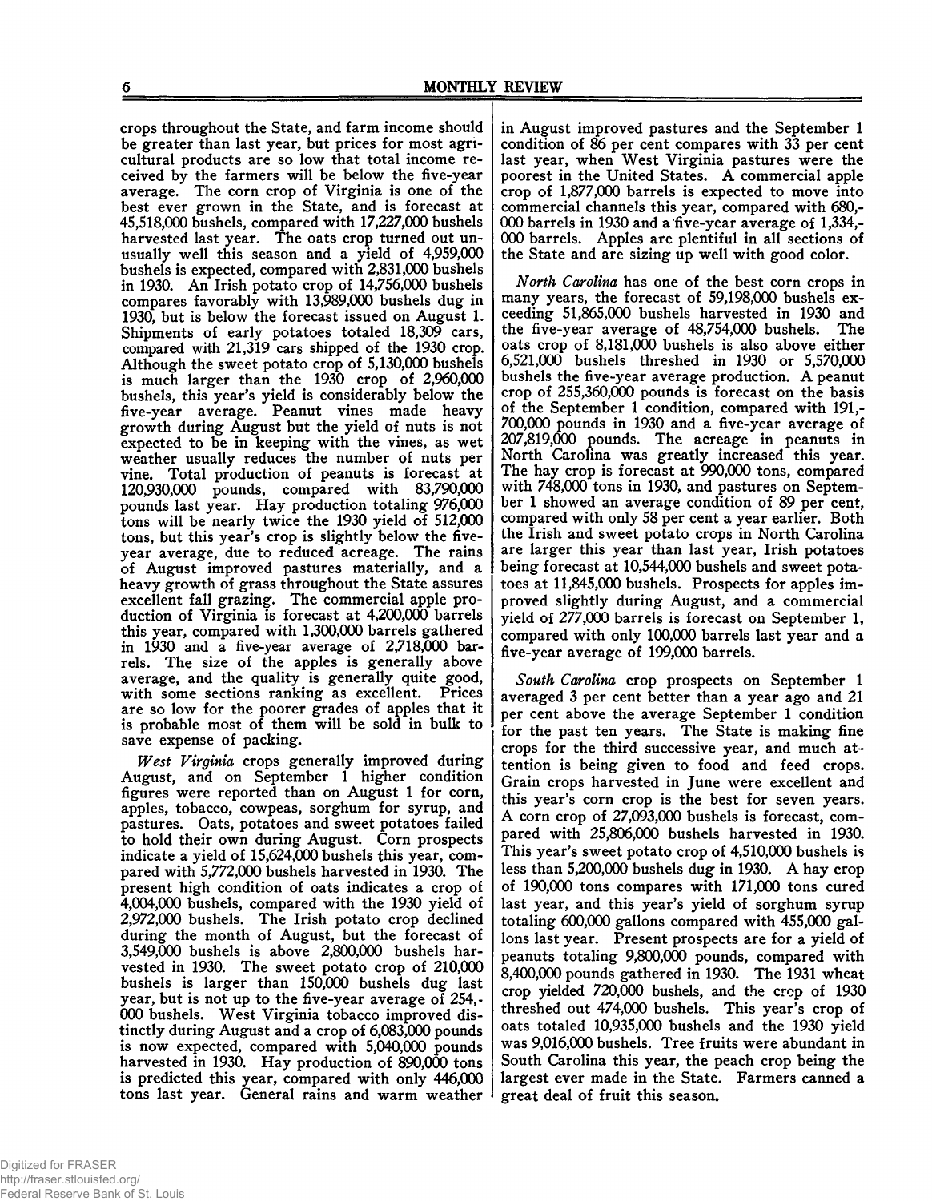crops throughout the State, and farm income should be greater than last year, but prices for most agricultural products are so low that total income received by the farmers will be below the five-year average. The corn crop of Virginia is one of the best ever grown in the State, and is forecast at 45,518,000 bushels, compared with 17,227,000 bushels harvested last year. The oats crop turned out unusually well this season and a yield of 4,959,000 bushels is expected, compared with 2,831,000 bushels in 1930. An Irish potato crop of 14,756,000 bushels compares favorably with 13,989,000 bushels dug in 1930, but is below the forecast issued on August 1. Shipments of early potatoes totaled 18,309 cars, compared with 21,319 cars shipped of the 1930 crop. Although the sweet potato crop of 5,130,000 bushels is much larger than the 1930 crop of 2,960,000 bushels, this year's yield is considerably below the five-year average. Peanut vines made heavy growth during August but the yield of nuts is not expected to be in keeping with the vines, as wet weather usually reduces the number of nuts per vine. Total production of peanuts is forecast at 120,930,000 pounds, compared with 83,790,000 pounds last year. Hay production totaling 976,000 tons will be nearly twice the 1930 yield of 512,000 tons, but this year's crop is slightly below the five-year average, due to reduced acreage. The rains of August improved pastures materially, and a heavy growth of grass throughout the State assures excellent fall grazing. The commercial apple production of Virginia is forecast at 4,200,000 barrels this year, compared with 1,300,000 barrels gathered in 1930 and a five-year average of 2,718,000 barrels. The size of the apples is generally above average, and the quality is generally quite good, with some sections ranking as excellent. Prices are so low for the poorer grades of apples that it is probable most of them will be sold in bulk to save expense of packing.

*West Virginia* crops generally improved during August, and on September 1 higher condition figures were reported than on August 1 for corn, apples, tobacco, cowpeas, sorghum for syrup, and pastures. Oats, potatoes and sweet potatoes failed to hold their own during August. Corn prospects indicate a yield of 15,624,000 bushels this year, compared with 5,772,000 bushels harvested in 1930. The present high condition of oats indicates a crop of 4,004,000 bushels, compared with the 1930 yield of 2,972,000 bushels. The Irish potato crop declined during the month of August, but the forecast of 3,549,000 bushels is above 2,800,000 bushels harvested in 1930. The sweet potato crop of 210,000 bushels is larger than 150,000 bushels dug last year, but is not up to the five-year average of 254,000 bushels. West Virginia tobacco improved distinctly during August and a crop of 6,083,000 pounds is now expected, compared with 5,040,000 pounds harvested in 1930. Hay production of 890,000 tons is predicted this year, compared with only 446,000 tons last year. General rains and warm weather in August improved pastures and the September 1 condition of 86 per cent compares with 33 per cent last year, when West Virginia pastures were the poorest in the United States. A commercial apple crop of 1,877,000 barrels is expected to move into commercial channels this year, compared with 680,000 barrels in 1930 and a five-year average of 1,334,000 barrels. Apples are plentiful in all sections of the State and are sizing up well with good color.

*North Carolina* has one of the best corn crops in many years, the forecast of 59,198,000 bushels exceeding 51,865,000 bushels harvested in 1930 and the five-year average of 48,754,000 bushels. The oats crop of 8,181,000 bushels is also above either 6,521,000 bushels threshed in 1930 or 5,570,000 bushels the five-year average production. A peanut crop of 255,360,000 pounds is forecast on the basis of the September 1 condition, compared with 191,700,000 pounds in 1930 and a five-year average of 207,819,000 pounds. The acreage in peanuts in North Carolina was greatly increased this year. The hay crop is forecast at 990,000 tons, compared with 748,000 tons in 1930, and pastures on September 1 showed an average condition of 89 per cent, compared with only 58 per cent a year earlier. Both the Irish and sweet potato crops in North Carolina are larger this year than last year, Irish potatoes being forecast at 10,544,000 bushels and sweet potatoes at 11,845,000 bushels. Prospects for apples improved slightly during August, and a commercial yield of 277,000 barrels is forecast on September 1, compared with only 100,000 barrels last year and a five-year average of 199,000 barrels.

*South Carolina* crop prospects on September 1 averaged 3 per cent better than a year ago and 21 per cent above the average September 1 condition for the past ten years. The State is making fine crops for the third successive year, and much attention is being given to food and feed crops. Grain crops harvested in June were excellent and this year's corn crop is the best for seven years. A corn crop of 27,093,000 bushels is forecast, compared with 25,806,000 bushels harvested in 1930. This year's sweet potato crop of 4,510,000 bushels is less than 5,200,000 bushels dug in 1930. A hay crop of 190,000 tons compares with 171,000 tons cured last year, and this year's yield of sorghum syrup totaling 600,000 gallons compared with 455,000 gallons last year. Present prospects are for a yield of peanuts totaling 9,800,000 pounds, compared with 8,400,000 pounds gathered in 1930. The 1931 wheat crop yielded 720,000 bushels, and the crop of 1930 threshed out 474,000 bushels. This year's crop of oats totaled 10,935,000 bushels and the 1930 yield was 9,016,000 bushels. Tree fruits were abundant in South Carolina this year, the peach crop being the largest ever made in the State. Farmers canned a great deal of fruit this season.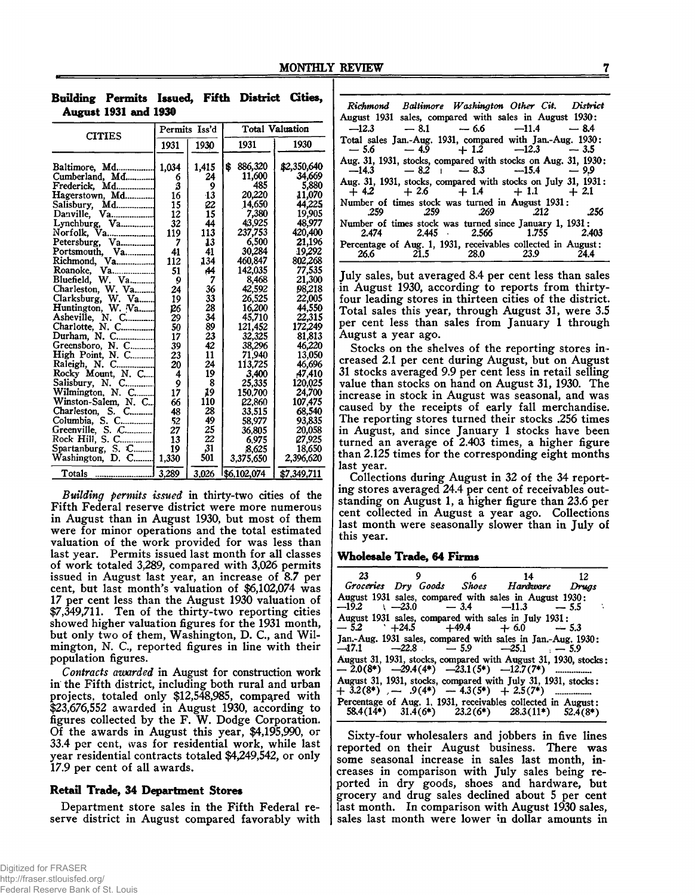**Building Permits Issued, Fifth District Cities, August 1931 and 1930**

| CITIES | Permits Iss'd | | Total Valuation | |
|---|---|---|---|---|
| | 1931 | 1930 | 1931 | 1930 |
| Baltimore, Md. | 1,034 | 1,415 | $ 886,320 | $2,350,640 |
| Cumberland, Md. | 6 | 24 | 11,600 | 34,669 |
| Frederick, Md. | 3 | 9 | 485 | 5,880 |
| Hagerstown, Md. | 16 | 13 | 20,220 | 11,070 |
| Salisbury, Md. | 15 | 22 | 14,650 | 44,225 |
| Danville, Va. | 12 | 15 | 7,380 | 19,905 |
| Lynchburg, Va. | 32 | 44 | 43,925 | 48,977 |
| Norfolk, Va. | 119 | 113 | 237,753 | 420,400 |
| Petersburg, Va. | 7 | 13 | 6,500 | 21,196 |
| Portsmouth, Va. | 41 | 41 | 30,284 | 19,292 |
| Richmond, Va. | 112 | 134 | 460,847 | 802,268 |
| Roanoke, Va. | 51 | 44 | 142,035 | 77,535 |
| Bluefield, W. Va. | 9 | 7 | 8,468 | 21,300 |
| Charleston, W. Va. | 24 | 36 | 42,592 | 98,218 |
| Clarksburg, W. Va. | 19 | 33 | 26,525 | 22,005 |
| Huntington, W. Va. | 26 | 28 | 16,200 | 44,550 |
| Asheville, N. C. | 29 | 34 | 45,710 | 22,315 |
| Charlotte, N. C. | 50 | 89 | 121,452 | 172,249 |
| Durham, N. C. | 17 | 23 | 32,325 | 81,813 |
| Greensboro, N. C. | 39 | 42 | 38,296 | 46,220 |
| High Point, N. C. | 23 | 11 | 71,940 | 13,050 |
| Raleigh, N. C. | 20 | 24 | 113,725 | 46,696 |
| Rocky Mount, N. C. | 4 | 19 | 3,400 | 47,410 |
| Salisbury, N. C. | 9 | 8 | 25,335 | 120,025 |
| Wilmington, N. C. | 17 | 19 | 150,700 | 24,700 |
| Winston-Salem, N. C. | 66 | 110 | 22,860 | 107,475 |
| Charleston, S. C. | 48 | 28 | 33,515 | 68,540 |
| Columbia, S. C. | 52 | 49 | 58,977 | 93,835 |
| Greenville, S. C. | 27 | 25 | 36,805 | 20,058 |
| Rock Hill, S. C. | 13 | 22 | 6,975 | 27,925 |
| Spartanburg, S. C. | 19 | 31 | 8,625 | 18,650 |
| Washington, D. C. | 1,330 | 501 | 3,375,650 | 2,396,620 |
| Totals | 3,289 | 3,026 | $6,102,074 | $7,349,711 |

*Building permits issued* in thirty-two cities of the Fifth Federal reserve district were more numerous in August than in August 1930, but most of them were for minor operations and the total estimated valuation of the work provided for was less than last year. Permits issued last month for all classes of work totaled 3,289, compared with 3,026 permits issued in August last year, an increase of 8.7 per cent, but last month's valuation of $6,102,074 was 17 per cent less than the August 1930 valuation of $7,349,711. Ten of the thirty-two reporting cities showed higher valuation figures for the 1931 month, but only two of them, Washington, D. C., and Wilmington, N. C., reported figures in line with their population figures.

*Contracts awarded* in August for construction work in the Fifth district, including both rural and urban projects, totaled only $12,548,985, compared with $23,676,552 awarded in August 1930, according to figures collected by the F. W. Dodge Corporation. Of the awards in August this year, $4,195,990, or 33.4 per cent, was for residential work, while last year residential contracts totaled $4,249,542, or only 17.9 per cent of all awards.

### Retail Trade, 34 Department Stores

Department store sales in the Fifth Federal reserve district in August compared favorably with July sales, but averaged 8.4 per cent less than sales in August 1930, according to reports from thirty-four leading stores in thirteen cities of the district. Total sales this year, through August 31, were 3.5 per cent less than sales from January 1 through August a year ago.

| Richmond | Baltimore | Washington | Other Cit. | District |
|---|---|---|---|---|
| August 1931 sales, compared with sales in August 1930: | | | | |
| —12.3 | — 8.1 | — 6.6 | —11.4 | — 8.4 |
| Total sales Jan.-Aug. 1931, compared with Jan.-Aug. 1930: | | | | |
| — 5.6 | — 4.9 | + 1.2 | —12.3 | — 3.5 |
| Aug. 31, 1931, stocks, compared with stocks on Aug. 31, 1930: | | | | |
| —14.3 | — 8.2 | — 8.3 | —15.4 | — 9.9 |
| Aug. 31, 1931, stocks, compared with stocks on July 31, 1931: | | | | |
| + 4.2 | + 2.6 | + 1.4 | + 1.1 | + 2.1 |
| Number of times stock was turned in August 1931: | | | | |
| .259 | .259 | .269 | .212 | .256 |
| Number of times stock was turned since January 1, 1931: | | | | |
| 2.474 | 2.445 | 2.566 | 1.755 | 2.403 |
| Percentage of Aug. 1, 1931, receivables collected in August: | | | | |
| 26.6 | 21.5 | 28.0 | 23.9 | 24.4 |

Stocks on the shelves of the reporting stores increased 2.1 per cent during August, but on August 31 stocks averaged 9.9 per cent less in retail selling value than stocks on hand on August 31, 1930. The increase in stock in August was seasonal, and was caused by the receipts of early fall merchandise. The reporting stores turned their stocks .256 times in August, and since January 1 stocks have been turned an average of 2.403 times, a higher figure than 2.125 times for the corresponding eight months last year.

Collections during August in 32 of the 34 reporting stores averaged 24.4 per cent of receivables outstanding on August 1, a higher figure than 23.6 per cent collected in August a year ago. Collections last month were seasonally slower than in July of this year.

### Wholesale Trade, 64 Firms

| 23 Groceries | 9 Dry Goods | 6 Shoes | 14 Hardware | 12 Drugs |
|---|---|---|---|---|
| August 1931 sales, compared with sales in August 1930: | | | | |
| —19.2 | —23.0 | — 3.4 | —11.3 | — 5.5 |
| August 1931 sales, compared with sales in July 1931: | | | | |
| — 5.2 | +24.5 | +49.4 | + 6.0 | — 5.3 |
| Jan.-Aug. 1931 sales, compared with sales in Jan.-Aug. 1930: | | | | |
| —17.1 | —22.8 | — 5.9 | —25.1 | — 5.9 |
| August 31, 1931, stocks, compared with August 31, 1930, stocks: | | | | |
| — 2.0(8*) | —29.4(4*) | —23.1(5*) | —12.7(7*) | ............ |
| August 31, 1931, stocks, compared with July 31, 1931, stocks: | | | | |
| + 3.2(8*) | — .9(4*) | — 4.3(5*) | + 2.5(7*) | ............ |
| Percentage of Aug. 1, 1931, receivables collected in August: | | | | |
| 58.4(14*) | 31.4(6*) | 23.2(6*) | 28.3(11*) | 52.4(8*) |

Sixty-four wholesalers and jobbers in five lines reported on their August business. There was some seasonal increase in sales last month, increases in comparison with July sales being reported in dry goods, shoes and hardware, but grocery and drug sales declined about 5 per cent last month. In comparison with August 1930 sales, sales last month were lower in dollar amounts in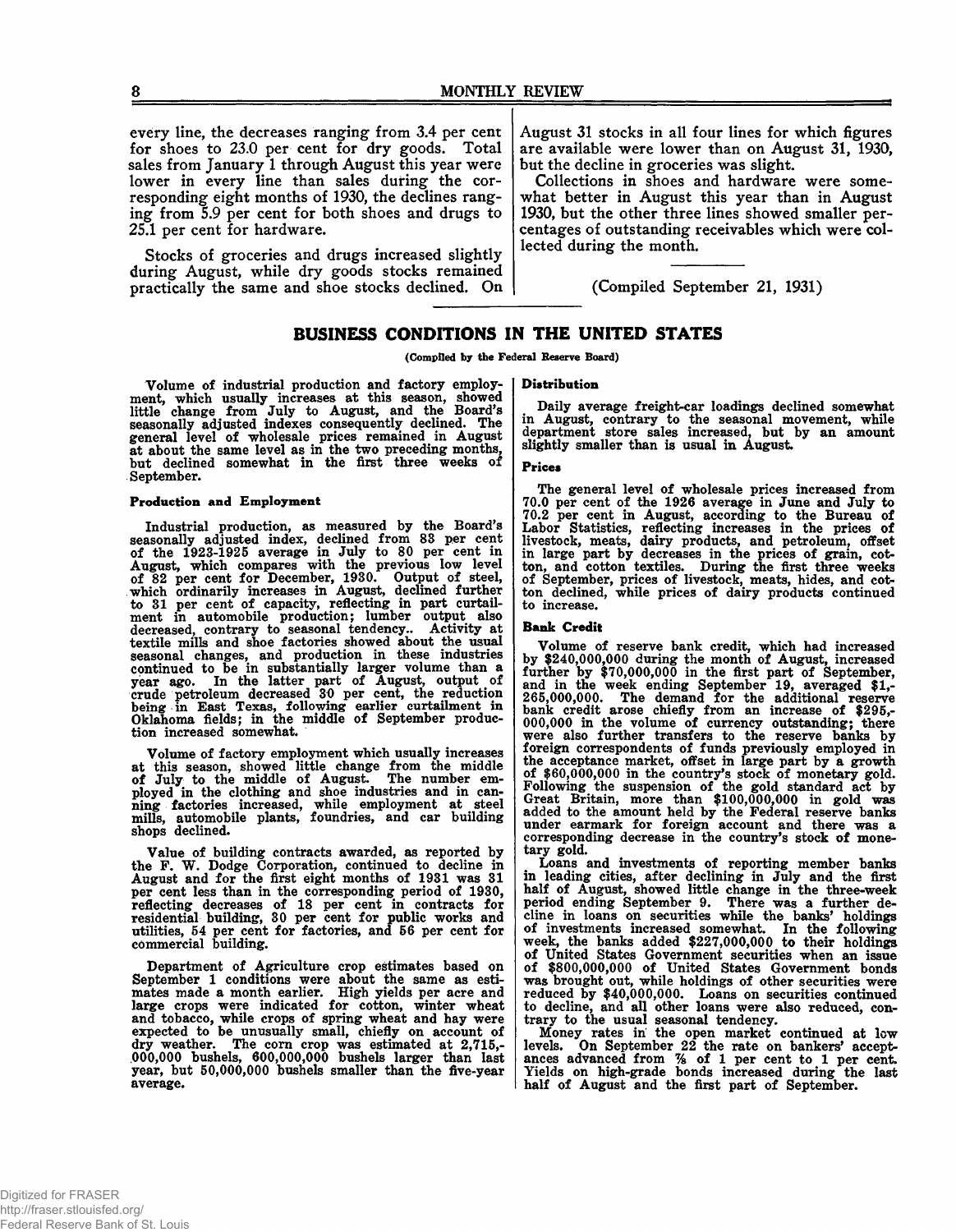every line, the decreases ranging from 3.4 per cent for shoes to 23.0 per cent for dry goods. Total sales from January 1 through August this year were lower in every line than sales during the corresponding eight months of 1930, the declines ranging from 5.9 per cent for both shoes and drugs to 25.1 per cent for hardware.

Stocks of groceries and drugs increased slightly during August, while dry goods stocks remained practically the same and shoe stocks declined. On August 31 stocks in all four lines for which figures are available were lower than on August 31, 1930, but the decline in groceries was slight.

Collections in shoes and hardware were somewhat better in August this year than in August 1930, but the other three lines showed smaller percentages of outstanding receivables which were collected during the month.

(Compiled September 21, 1931)

## BUSINESS CONDITIONS IN THE UNITED STATES

(Compiled by the Federal Reserve Board)

Volume of industrial production and factory employment, which usually increases at this season, showed little change from July to August, and the Board's seasonally adjusted indexes consequently declined. The general level of wholesale prices remained in August at about the same level as in the two preceding months, but declined somewhat in the first three weeks of September.

### Production and Employment

Industrial production, as measured by the Board's seasonally adjusted index, declined from 83 per cent of the 1923-1925 average in July to 80 per cent in August, which compares with the previous low level of 82 per cent for December, 1930. Output of steel, which ordinarily increases in August, declined further to 31 per cent of capacity, reflecting in part curtailment in automobile production; lumber output also decreased, contrary to seasonal tendency. Activity at textile mills and shoe factories showed about the usual seasonal changes, and production in these industries continued to be in substantially larger volume than a year ago. In the latter part of August, output of crude petroleum decreased 30 per cent, the reduction being in East Texas, following earlier curtailment in Oklahoma fields; in the middle of September production increased somewhat.

Volume of factory employment which usually increases at this season, showed little change from the middle of July to the middle of August. The number employed in the clothing and shoe industries and in canning factories increased, while employment at steel mills, automobile plants, foundries, and car building shops declined.

Value of building contracts awarded, as reported by the F. W. Dodge Corporation, continued to decline in August and for the first eight months of 1931 was 31 per cent less than in the corresponding period of 1930, reflecting decreases of 18 per cent in contracts for residential building, 30 per cent for public works and utilities, 54 per cent for factories, and 56 per cent for commercial building.

Department of Agriculture crop estimates based on September 1 conditions were about the same as estimates made a month earlier. High yields per acre and large crops were indicated for cotton, winter wheat and tobacco, while crops of spring wheat and hay were expected to be unusually small, chiefly on account of dry weather. The corn crop was estimated at 2,715,000,000 bushels, 600,000,000 bushels larger than last year, but 50,000,000 bushels smaller than the five-year average.

### Distribution

Daily average freight-car loadings declined somewhat in August, contrary to the seasonal movement, while department store sales increased, but by an amount slightly smaller than is usual in August.

### Prices

The general level of wholesale prices increased from 70.0 per cent of the 1926 average in June and July to 70.2 per cent in August, according to the Bureau of Labor Statistics, reflecting increases in the prices of livestock, meats, dairy products, and petroleum, offset in large part by decreases in the prices of grain, cotton, and cotton textiles. During the first three weeks of September, prices of livestock, meats, hides, and cotton declined, while prices of dairy products continued to increase.

### Bank Credit

Volume of reserve bank credit, which had increased by $240,000,000 during the month of August, increased further by $70,000,000 in the first part of September, and in the week ending September 19, averaged $1,265,000,000. The demand for the additional reserve bank credit arose chiefly from an increase of $295,000,000 in the volume of currency outstanding; there were also further transfers to the reserve banks by foreign correspondents of funds previously employed in the acceptance market, offset in large part by a growth of $60,000,000 in the country's stock of monetary gold. Following the suspension of the gold standard act by Great Britain, more than $100,000,000 in gold was added to the amount held by the Federal reserve banks under earmark for foreign account and there was a corresponding decrease in the country's stock of monetary gold.

Loans and investments of reporting member banks in leading cities, after declining in July and the first half of August, showed little change in the three-week period ending September 9. There was a further decline in loans on securities while the banks' holdings of investments increased somewhat. In the following week, the banks added $227,000,000 to their holdings of United States Government securities when an issue of $800,000,000 of United States Government bonds was brought out, while holdings of other securities were reduced by $40,000,000. Loans on securities continued to decline, and all other loans were also reduced, contrary to the usual seasonal tendency.

Money rates in the open market continued at low levels. On September 22 the rate on bankers' acceptances advanced from ⅞ of 1 per cent to 1 per cent. Yields on high-grade bonds increased during the last half of August and the first part of September.